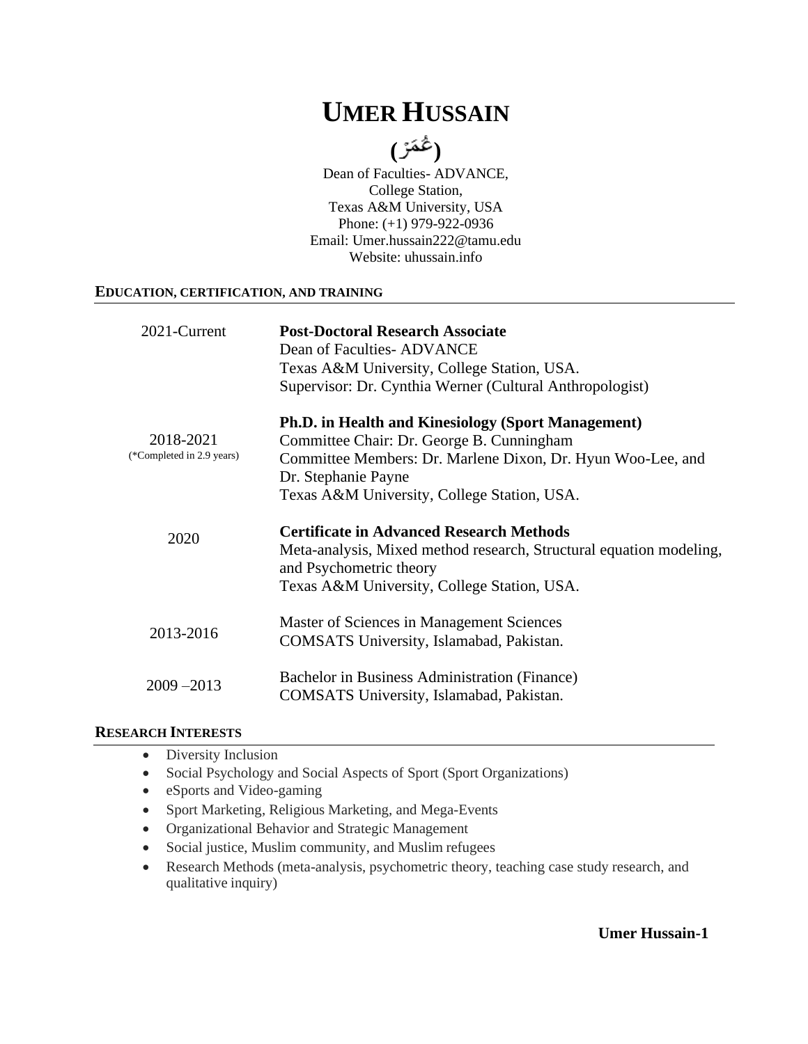# UMER HUSSAIN

**(عُمَرْ)**

Dean of Faculties- ADVANCE,
College Station,
Texas A&M University, USA
Phone: (+1) 979-922-0936
Email: Umer.hussain222@tamu.edu
Website: uhussain.info

## EDUCATION, CERTIFICATION, AND TRAINING

| | |
|---|---|
| 2021-Current | **Post-Doctoral Research Associate**<br>Dean of Faculties- ADVANCE<br>Texas A&M University, College Station, USA.<br>Supervisor: Dr. Cynthia Werner (Cultural Anthropologist) |
| 2018-2021<br>(*Completed in 2.9 years) | **Ph.D. in Health and Kinesiology (Sport Management)**<br>Committee Chair: Dr. George B. Cunningham<br>Committee Members: Dr. Marlene Dixon, Dr. Hyun Woo-Lee, and Dr. Stephanie Payne<br>Texas A&M University, College Station, USA. |
| 2020 | **Certificate in Advanced Research Methods**<br>Meta-analysis, Mixed method research, Structural equation modeling, and Psychometric theory<br>Texas A&M University, College Station, USA. |
| 2013-2016 | Master of Sciences in Management Sciences<br>COMSATS University, Islamabad, Pakistan. |
| 2009 –2013 | Bachelor in Business Administration (Finance)<br>COMSATS University, Islamabad, Pakistan. |

## RESEARCH INTERESTS

- Diversity Inclusion
- Social Psychology and Social Aspects of Sport (Sport Organizations)
- eSports and Video-gaming
- Sport Marketing, Religious Marketing, and Mega-Events
- Organizational Behavior and Strategic Management
- Social justice, Muslim community, and Muslim refugees
- Research Methods (meta-analysis, psychometric theory, teaching case study research, and qualitative inquiry)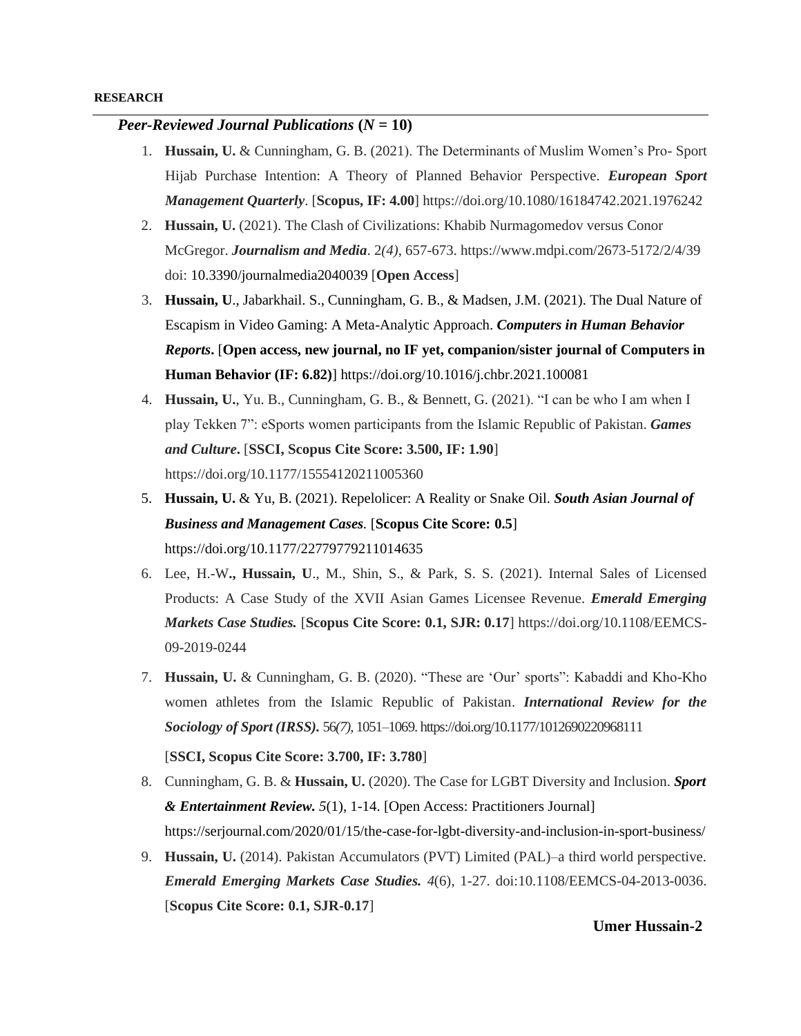**RESEARCH**

### *Peer-Reviewed Journal Publications* (*N* = 10)

1. **Hussain, U.** & Cunningham, G. B. (2021). The Determinants of Muslim Women's Pro- Sport Hijab Purchase Intention: A Theory of Planned Behavior Perspective. ***European Sport Management Quarterly***. [**Scopus, IF: 4.00**] https://doi.org/10.1080/16184742.2021.1976242
2. **Hussain, U.** (2021). The Clash of Civilizations: Khabib Nurmagomedov versus Conor McGregor. ***Journalism and Media***. 2*(4)*, 657-673. https://www.mdpi.com/2673-5172/2/4/39 doi: 10.3390/journalmedia2040039 [**Open Access**]
3. **Hussain, U**., Jabarkhail. S., Cunningham, G. B., & Madsen, J.M. (2021). The Dual Nature of Escapism in Video Gaming: A Meta-Analytic Approach. ***Computers in Human Behavior Reports***. [**Open access, new journal, no IF yet, companion/sister journal of Computers in Human Behavior (IF: 6.82)**] https://doi.org/10.1016/j.chbr.2021.100081
4. **Hussain, U.**, Yu. B., Cunningham, G. B., & Bennett, G. (2021). "I can be who I am when I play Tekken 7": eSports women participants from the Islamic Republic of Pakistan. ***Games and Culture***. [**SSCI, Scopus Cite Score: 3.500, IF: 1.90**] https://doi.org/10.1177/15554120211005360
5. **Hussain, U.** & Yu, B. (2021). Repelolicer: A Reality or Snake Oil. ***South Asian Journal of Business and Management Cases***. [**Scopus Cite Score: 0.5**] https://doi.org/10.1177/22779779211014635
6. Lee, H.-W**., Hussain, U**., M., Shin, S., & Park, S. S. (2021). Internal Sales of Licensed Products: A Case Study of the XVII Asian Games Licensee Revenue. ***Emerald Emerging Markets Case Studies.*** [**Scopus Cite Score: 0.1, SJR: 0.17**] https://doi.org/10.1108/EEMCS-09-2019-0244
7. **Hussain, U.** & Cunningham, G. B. (2020). "These are 'Our' sports": Kabaddi and Kho-Kho women athletes from the Islamic Republic of Pakistan. ***International Review for the Sociology of Sport (IRSS).*** 56*(7)*, 1051–1069. https://doi.org/10.1177/1012690220968111 [**SSCI, Scopus Cite Score: 3.700, IF: 3.780**]
8. Cunningham, G. B. & **Hussain, U.** (2020). The Case for LGBT Diversity and Inclusion. ***Sport & Entertainment Review.*** *5*(1), 1-14. [Open Access: Practitioners Journal] https://serjournal.com/2020/01/15/the-case-for-lgbt-diversity-and-inclusion-in-sport-business/
9. **Hussain, U.** (2014). Pakistan Accumulators (PVT) Limited (PAL)–a third world perspective. ***Emerald Emerging Markets Case Studies.*** *4*(6), 1-27. doi:10.1108/EEMCS-04-2013-0036. [**Scopus Cite Score: 0.1, SJR-0.17**]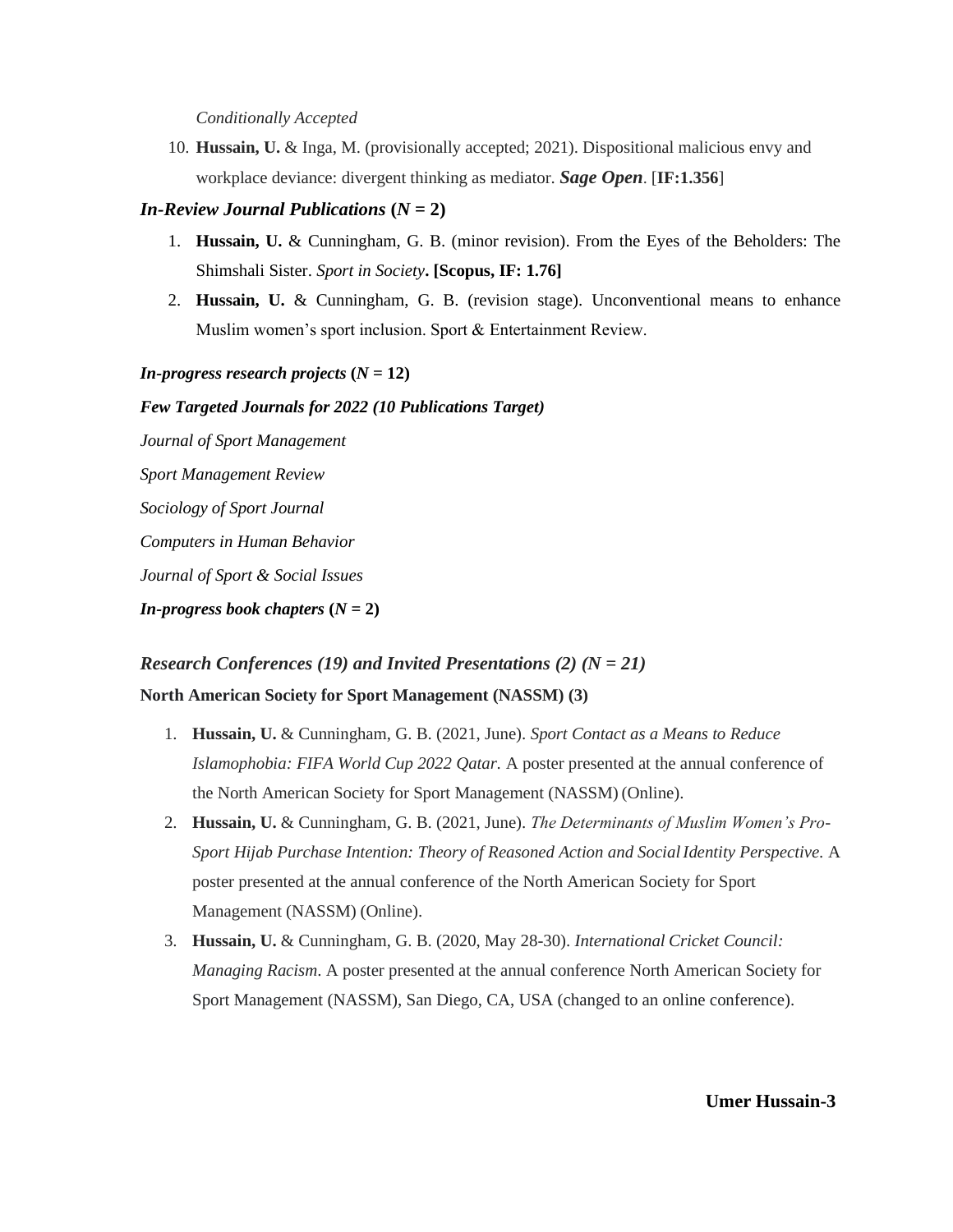*Conditionally Accepted*

10. **Hussain, U.** & Inga, M. (provisionally accepted; 2021). Dispositional malicious envy and workplace deviance: divergent thinking as mediator. ***Sage Open***. [**IF:1.356**]

### *In-Review Journal Publications* (*N* = 2)

1. **Hussain, U.** & Cunningham, G. B. (minor revision). From the Eyes of the Beholders: The Shimshali Sister. *Sport in Society*. **[Scopus, IF: 1.76]**
2. **Hussain, U.** & Cunningham, G. B. (revision stage). Unconventional means to enhance Muslim women's sport inclusion. Sport & Entertainment Review.

***In-progress research projects* (*N* = 12)**

***Few Targeted Journals for 2022 (10 Publications Target)***

*Journal of Sport Management*

*Sport Management Review*

*Sociology of Sport Journal*

*Computers in Human Behavior*

*Journal of Sport & Social Issues*

***In-progress book chapters* (*N* = 2)**

### *Research Conferences (19) and Invited Presentations (2) (N = 21)*

**North American Society for Sport Management (NASSM) (3)**

1. **Hussain, U.** & Cunningham, G. B. (2021, June). *Sport Contact as a Means to Reduce Islamophobia: FIFA World Cup 2022 Qatar.* A poster presented at the annual conference of the North American Society for Sport Management (NASSM) (Online).
2. **Hussain, U.** & Cunningham, G. B. (2021, June). *The Determinants of Muslim Women's Pro-Sport Hijab Purchase Intention: Theory of Reasoned Action and Social Identity Perspective.* A poster presented at the annual conference of the North American Society for Sport Management (NASSM) (Online).
3. **Hussain, U.** & Cunningham, G. B. (2020, May 28-30). *International Cricket Council: Managing Racism*. A poster presented at the annual conference North American Society for Sport Management (NASSM), San Diego, CA, USA (changed to an online conference).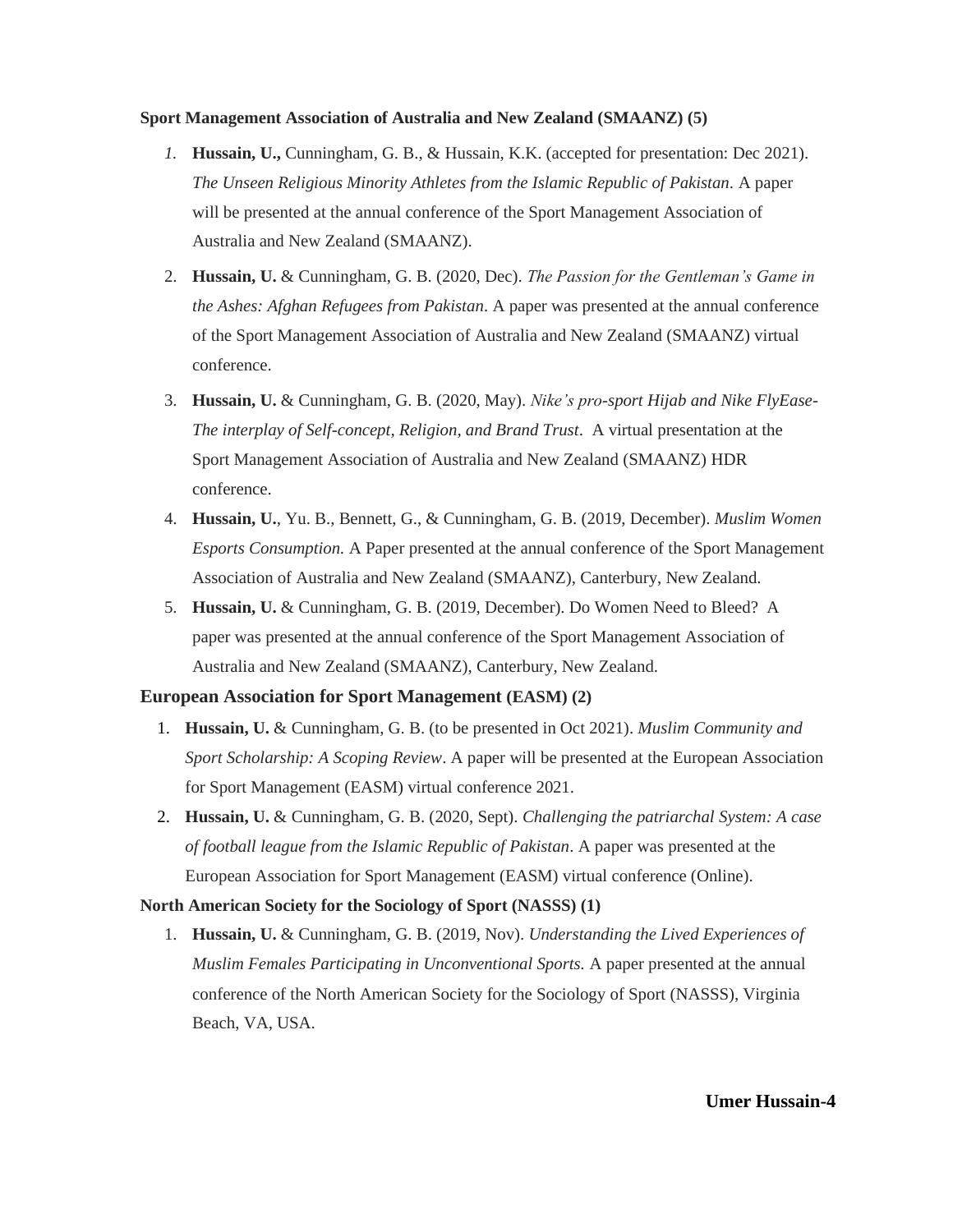**Sport Management Association of Australia and New Zealand (SMAANZ) (5)**

1. **Hussain, U.,** Cunningham, G. B., & Hussain, K.K. (accepted for presentation: Dec 2021). *The Unseen Religious Minority Athletes from the Islamic Republic of Pakistan*. A paper will be presented at the annual conference of the Sport Management Association of Australia and New Zealand (SMAANZ).
2. **Hussain, U.** & Cunningham, G. B. (2020, Dec). *The Passion for the Gentleman's Game in the Ashes: Afghan Refugees from Pakistan*. A paper was presented at the annual conference of the Sport Management Association of Australia and New Zealand (SMAANZ) virtual conference.
3. **Hussain, U.** & Cunningham, G. B. (2020, May). *Nike's pro-sport Hijab and Nike FlyEase- The interplay of Self-concept, Religion, and Brand Trust*. A virtual presentation at the Sport Management Association of Australia and New Zealand (SMAANZ) HDR conference.
4. **Hussain, U.**, Yu. B., Bennett, G., & Cunningham, G. B. (2019, December). *Muslim Women Esports Consumption.* A Paper presented at the annual conference of the Sport Management Association of Australia and New Zealand (SMAANZ), Canterbury, New Zealand.
5. **Hussain, U.** & Cunningham, G. B. (2019, December). Do Women Need to Bleed? A paper was presented at the annual conference of the Sport Management Association of Australia and New Zealand (SMAANZ), Canterbury, New Zealand.

**European Association for Sport Management (EASM) (2)**

1. **Hussain, U.** & Cunningham, G. B. (to be presented in Oct 2021). *Muslim Community and Sport Scholarship: A Scoping Review*. A paper will be presented at the European Association for Sport Management (EASM) virtual conference 2021.
2. **Hussain, U.** & Cunningham, G. B. (2020, Sept). *Challenging the patriarchal System: A case of football league from the Islamic Republic of Pakistan*. A paper was presented at the European Association for Sport Management (EASM) virtual conference (Online).

**North American Society for the Sociology of Sport (NASSS) (1)**

1. **Hussain, U.** & Cunningham, G. B. (2019, Nov). *Understanding the Lived Experiences of Muslim Females Participating in Unconventional Sports.* A paper presented at the annual conference of the North American Society for the Sociology of Sport (NASSS), Virginia Beach, VA, USA.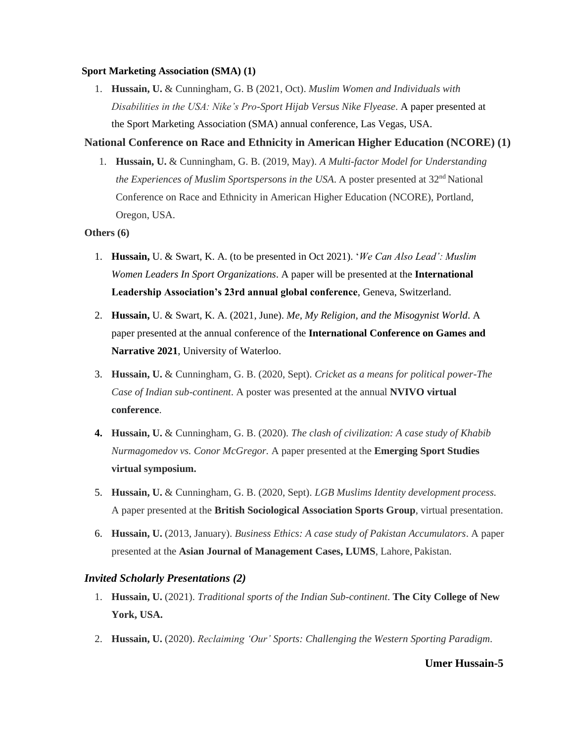**Sport Marketing Association (SMA) (1)**

1. **Hussain, U.** & Cunningham, G. B (2021, Oct). *Muslim Women and Individuals with Disabilities in the USA: Nike's Pro-Sport Hijab Versus Nike Flyease*. A paper presented at the Sport Marketing Association (SMA) annual conference, Las Vegas, USA.

**National Conference on Race and Ethnicity in American Higher Education (NCORE) (1)**

1. **Hussain, U.** & Cunningham, G. B. (2019, May). *A Multi-factor Model for Understanding the Experiences of Muslim Sportspersons in the USA*. A poster presented at 32nd National Conference on Race and Ethnicity in American Higher Education (NCORE), Portland, Oregon, USA.

**Others (6)**

1. **Hussain,** U. & Swart, K. A. (to be presented in Oct 2021). '*We Can Also Lead': Muslim Women Leaders In Sport Organizations*. A paper will be presented at the **International Leadership Association's 23rd annual global conference**, Geneva, Switzerland.
2. **Hussain,** U. & Swart, K. A. (2021, June). *Me, My Religion, and the Misogynist World*. A paper presented at the annual conference of the **International Conference on Games and Narrative 2021**, University of Waterloo.
3. **Hussain, U.** & Cunningham, G. B. (2020, Sept). *Cricket as a means for political power-The Case of Indian sub-continent*. A poster was presented at the annual **NVIVO virtual conference**.
4. **Hussain, U.** & Cunningham, G. B. (2020). *The clash of civilization: A case study of Khabib Nurmagomedov vs. Conor McGregor.* A paper presented at the **Emerging Sport Studies virtual symposium.**
5. **Hussain, U.** & Cunningham, G. B. (2020, Sept). *LGB Muslims Identity development process.* A paper presented at the **British Sociological Association Sports Group**, virtual presentation.
6. **Hussain, U.** (2013, January). *Business Ethics: A case study of Pakistan Accumulators*. A paper presented at the **Asian Journal of Management Cases, LUMS**, Lahore, Pakistan.

***Invited Scholarly Presentations (2)***

1. **Hussain, U.** (2021). *Traditional sports of the Indian Sub-continent*. **The City College of New York, USA.**
2. **Hussain, U.** (2020). *Reclaiming 'Our' Sports: Challenging the Western Sporting Paradigm*.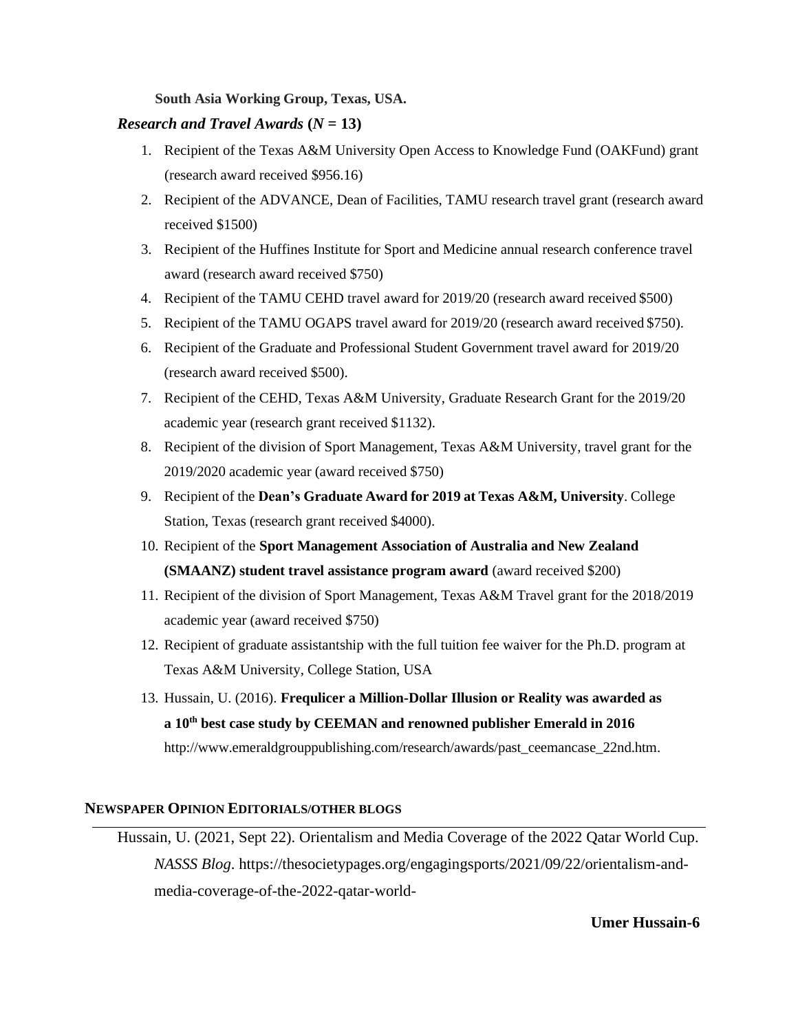**South Asia Working Group, Texas, USA.**

### *Research and Travel Awards* (*N* = 13)

1. Recipient of the Texas A&M University Open Access to Knowledge Fund (OAKFund) grant (research award received $956.16)
2. Recipient of the ADVANCE, Dean of Facilities, TAMU research travel grant (research award received $1500)
3. Recipient of the Huffines Institute for Sport and Medicine annual research conference travel award (research award received $750)
4. Recipient of the TAMU CEHD travel award for 2019/20 (research award received $500)
5. Recipient of the TAMU OGAPS travel award for 2019/20 (research award received $750).
6. Recipient of the Graduate and Professional Student Government travel award for 2019/20 (research award received $500).
7. Recipient of the CEHD, Texas A&M University, Graduate Research Grant for the 2019/20 academic year (research grant received $1132).
8. Recipient of the division of Sport Management, Texas A&M University, travel grant for the 2019/2020 academic year (award received $750)
9. Recipient of the **Dean's Graduate Award for 2019 at Texas A&M, University**. College Station, Texas (research grant received $4000).
10. Recipient of the **Sport Management Association of Australia and New Zealand (SMAANZ) student travel assistance program award** (award received $200)
11. Recipient of the division of Sport Management, Texas A&M Travel grant for the 2018/2019 academic year (award received $750)
12. Recipient of graduate assistantship with the full tuition fee waiver for the Ph.D. program at Texas A&M University, College Station, USA
13. Hussain, U. (2016). **Frequlicer a Million-Dollar Illusion or Reality was awarded as a 10th best case study by CEEMAN and renowned publisher Emerald in 2016** http://www.emeraldgrouppublishing.com/research/awards/past_ceemancase_22nd.htm.

## NEWSPAPER OPINION EDITORIALS/OTHER BLOGS

Hussain, U. (2021, Sept 22). Orientalism and Media Coverage of the 2022 Qatar World Cup. *NASSS Blog*. https://thesocietypages.org/engagingsports/2021/09/22/orientalism-and-media-coverage-of-the-2022-qatar-world-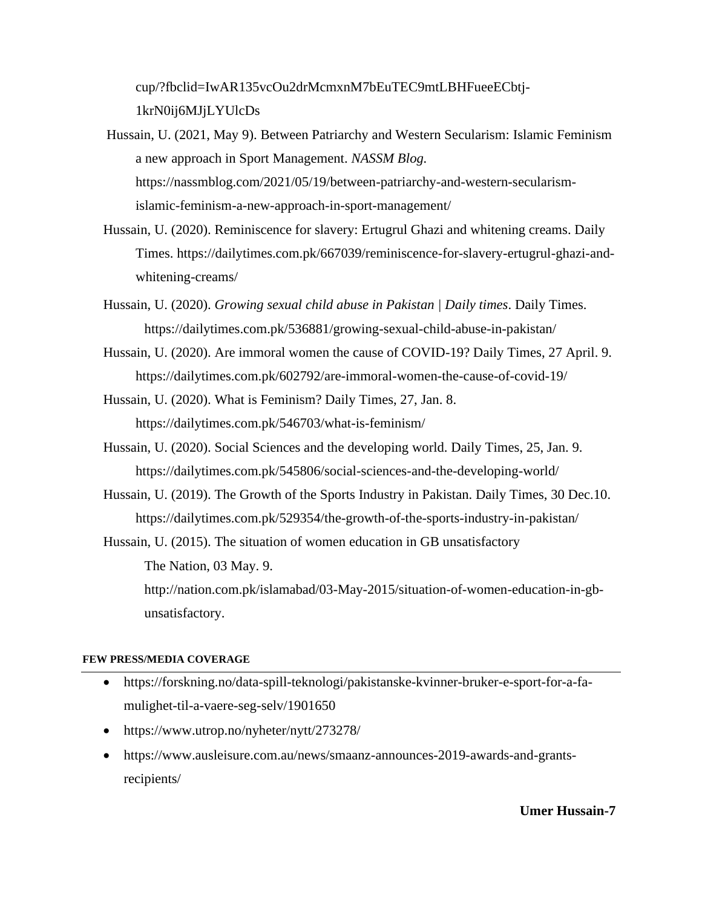cup/?fbclid=IwAR135vcOu2drMcmxnM7bEuTEC9mtLBHFueeECbtj-1krN0ij6MJjLYUlcDs

Hussain, U. (2021, May 9). Between Patriarchy and Western Secularism: Islamic Feminism a new approach in Sport Management. *NASSM Blog.* https://nassmblog.com/2021/05/19/between-patriarchy-and-western-secularism-islamic-feminism-a-new-approach-in-sport-management/

Hussain, U. (2020). Reminiscence for slavery: Ertugrul Ghazi and whitening creams. Daily Times. https://dailytimes.com.pk/667039/reminiscence-for-slavery-ertugrul-ghazi-and-whitening-creams/

Hussain, U. (2020). *Growing sexual child abuse in Pakistan | Daily times*. Daily Times. https://dailytimes.com.pk/536881/growing-sexual-child-abuse-in-pakistan/

Hussain, U. (2020). Are immoral women the cause of COVID-19? Daily Times, 27 April. 9. https://dailytimes.com.pk/602792/are-immoral-women-the-cause-of-covid-19/

Hussain, U. (2020). What is Feminism? Daily Times, 27, Jan. 8. https://dailytimes.com.pk/546703/what-is-feminism/

Hussain, U. (2020). Social Sciences and the developing world. Daily Times, 25, Jan. 9. https://dailytimes.com.pk/545806/social-sciences-and-the-developing-world/

Hussain, U. (2019). The Growth of the Sports Industry in Pakistan. Daily Times, 30 Dec.10. https://dailytimes.com.pk/529354/the-growth-of-the-sports-industry-in-pakistan/

Hussain, U. (2015). The situation of women education in GB unsatisfactory The Nation, 03 May. 9. http://nation.com.pk/islamabad/03-May-2015/situation-of-women-education-in-gb-unsatisfactory.

**FEW PRESS/MEDIA COVERAGE**

- https://forskning.no/data-spill-teknologi/pakistanske-kvinner-bruker-e-sport-for-a-fa-mulighet-til-a-vaere-seg-selv/1901650
- https://www.utrop.no/nyheter/nytt/273278/
- https://www.ausleisure.com.au/news/smaanz-announces-2019-awards-and-grants-recipients/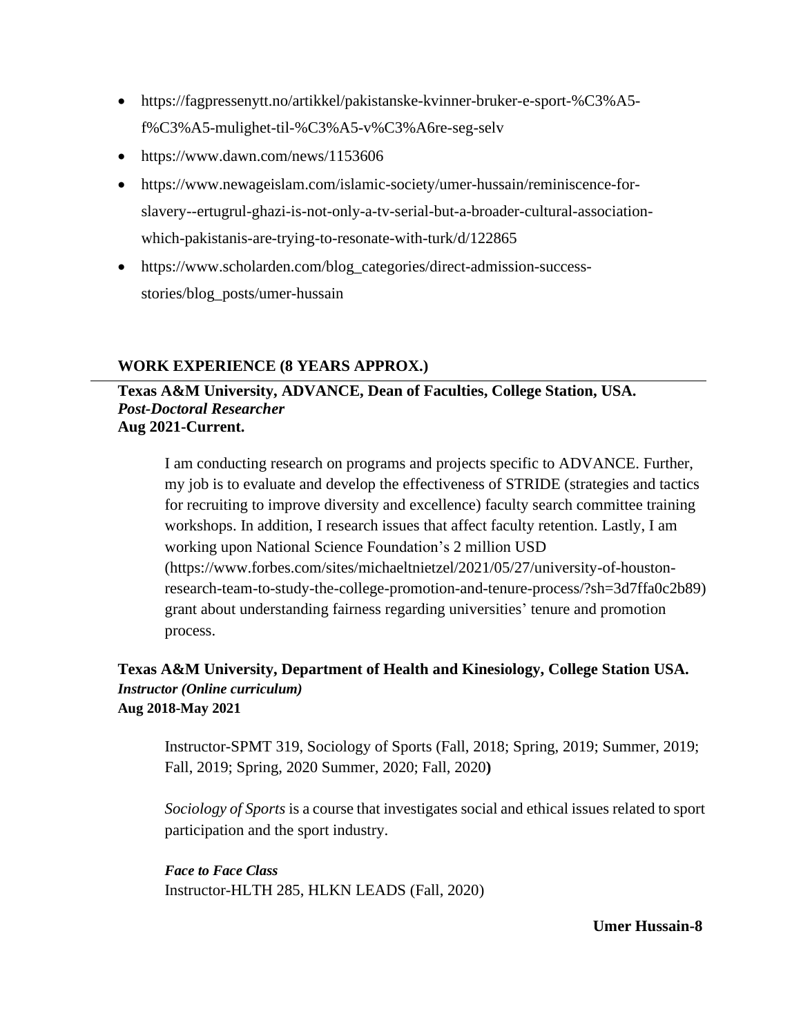- https://fagpressenytt.no/artikkel/pakistanske-kvinner-bruker-e-sport-%C3%A5-f%C3%A5-mulighet-til-%C3%A5-v%C3%A6re-seg-selv
- https://www.dawn.com/news/1153606
- https://www.newageislam.com/islamic-society/umer-hussain/reminiscence-for-slavery--ertugrul-ghazi-is-not-only-a-tv-serial-but-a-broader-cultural-association-which-pakistanis-are-trying-to-resonate-with-turk/d/122865
- https://www.scholarden.com/blog_categories/direct-admission-success-stories/blog_posts/umer-hussain

## WORK EXPERIENCE (8 YEARS APPROX.)

**Texas A&M University, ADVANCE, Dean of Faculties, College Station, USA.**
***Post-Doctoral Researcher***
**Aug 2021-Current.**

I am conducting research on programs and projects specific to ADVANCE. Further, my job is to evaluate and develop the effectiveness of STRIDE (strategies and tactics for recruiting to improve diversity and excellence) faculty search committee training workshops. In addition, I research issues that affect faculty retention. Lastly, I am working upon National Science Foundation's 2 million USD (https://www.forbes.com/sites/michaeltnietzel/2021/05/27/university-of-houston-research-team-to-study-the-college-promotion-and-tenure-process/?sh=3d7ffa0c2b89) grant about understanding fairness regarding universities' tenure and promotion process.

**Texas A&M University, Department of Health and Kinesiology, College Station USA.**
***Instructor (Online curriculum)***
**Aug 2018-May 2021**

Instructor-SPMT 319, Sociology of Sports (Fall, 2018; Spring, 2019; Summer, 2019; Fall, 2019; Spring, 2020 Summer, 2020; Fall, 2020**)**

*Sociology of Sports* is a course that investigates social and ethical issues related to sport participation and the sport industry.

***Face to Face Class***
Instructor-HLTH 285, HLKN LEADS (Fall, 2020)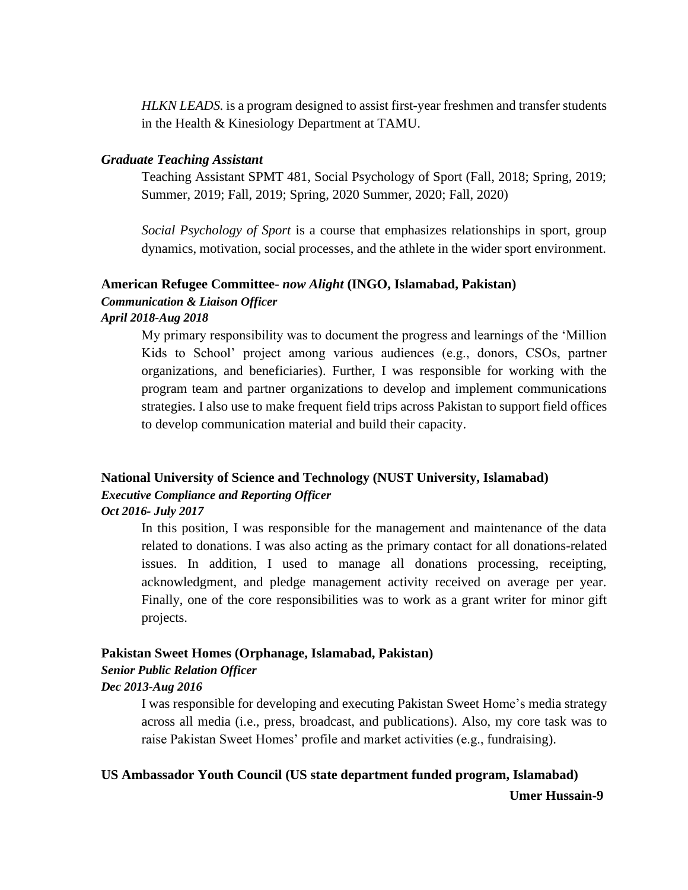*HLKN LEADS.* is a program designed to assist first-year freshmen and transfer students in the Health & Kinesiology Department at TAMU.

***Graduate Teaching Assistant***

Teaching Assistant SPMT 481, Social Psychology of Sport (Fall, 2018; Spring, 2019; Summer, 2019; Fall, 2019; Spring, 2020 Summer, 2020; Fall, 2020)

*Social Psychology of Sport* is a course that emphasizes relationships in sport, group dynamics, motivation, social processes, and the athlete in the wider sport environment.

**American Refugee Committee-** ***now Alight*** **(INGO, Islamabad, Pakistan)**

***Communication & Liaison Officer***

***April 2018-Aug 2018***

My primary responsibility was to document the progress and learnings of the 'Million Kids to School' project among various audiences (e.g., donors, CSOs, partner organizations, and beneficiaries). Further, I was responsible for working with the program team and partner organizations to develop and implement communications strategies. I also use to make frequent field trips across Pakistan to support field offices to develop communication material and build their capacity.

**National University of Science and Technology (NUST University, Islamabad)**

***Executive Compliance and Reporting Officer***

***Oct 2016- July 2017***

In this position, I was responsible for the management and maintenance of the data related to donations. I was also acting as the primary contact for all donations-related issues. In addition, I used to manage all donations processing, receipting, acknowledgment, and pledge management activity received on average per year. Finally, one of the core responsibilities was to work as a grant writer for minor gift projects.

**Pakistan Sweet Homes (Orphanage, Islamabad, Pakistan)**

***Senior Public Relation Officer***

***Dec 2013-Aug 2016***

I was responsible for developing and executing Pakistan Sweet Home's media strategy across all media (i.e., press, broadcast, and publications). Also, my core task was to raise Pakistan Sweet Homes' profile and market activities (e.g., fundraising).

**US Ambassador Youth Council (US state department funded program, Islamabad)**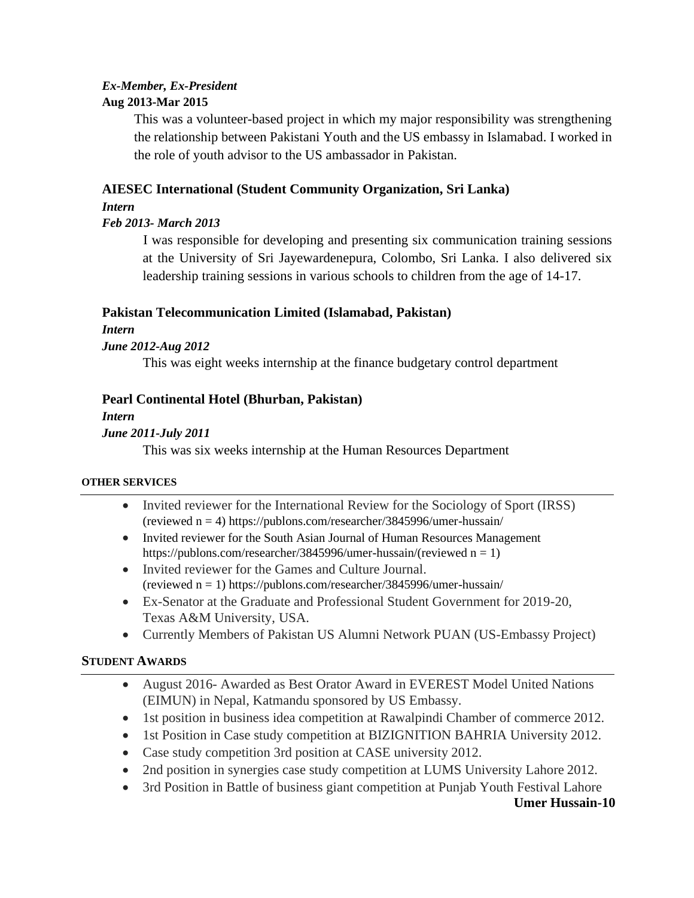***Ex-Member, Ex-President***

**Aug 2013-Mar 2015**

This was a volunteer-based project in which my major responsibility was strengthening the relationship between Pakistani Youth and the US embassy in Islamabad. I worked in the role of youth advisor to the US ambassador in Pakistan.

**AIESEC International (Student Community Organization, Sri Lanka)**

***Intern***

***Feb 2013- March 2013***

I was responsible for developing and presenting six communication training sessions at the University of Sri Jayewardenepura, Colombo, Sri Lanka. I also delivered six leadership training sessions in various schools to children from the age of 14-17.

**Pakistan Telecommunication Limited (Islamabad, Pakistan)**

***Intern***

***June 2012-Aug 2012***

This was eight weeks internship at the finance budgetary control department

**Pearl Continental Hotel (Bhurban, Pakistan)**

***Intern***

***June 2011-July 2011***

This was six weeks internship at the Human Resources Department

## OTHER SERVICES

- Invited reviewer for the International Review for the Sociology of Sport (IRSS) (reviewed n = 4) https://publons.com/researcher/3845996/umer-hussain/
- Invited reviewer for the South Asian Journal of Human Resources Management https://publons.com/researcher/3845996/umer-hussain/(reviewed n = 1)
- Invited reviewer for the Games and Culture Journal. (reviewed n = 1) https://publons.com/researcher/3845996/umer-hussain/
- Ex-Senator at the Graduate and Professional Student Government for 2019-20, Texas A&M University, USA.
- Currently Members of Pakistan US Alumni Network PUAN (US-Embassy Project)

## STUDENT AWARDS

- August 2016- Awarded as Best Orator Award in EVEREST Model United Nations (EIMUN) in Nepal, Katmandu sponsored by US Embassy.
- 1st position in business idea competition at Rawalpindi Chamber of commerce 2012.
- 1st Position in Case study competition at BIZIGNITION BAHRIA University 2012.
- Case study competition 3rd position at CASE university 2012.
- 2nd position in synergies case study competition at LUMS University Lahore 2012.
- 3rd Position in Battle of business giant competition at Punjab Youth Festival Lahore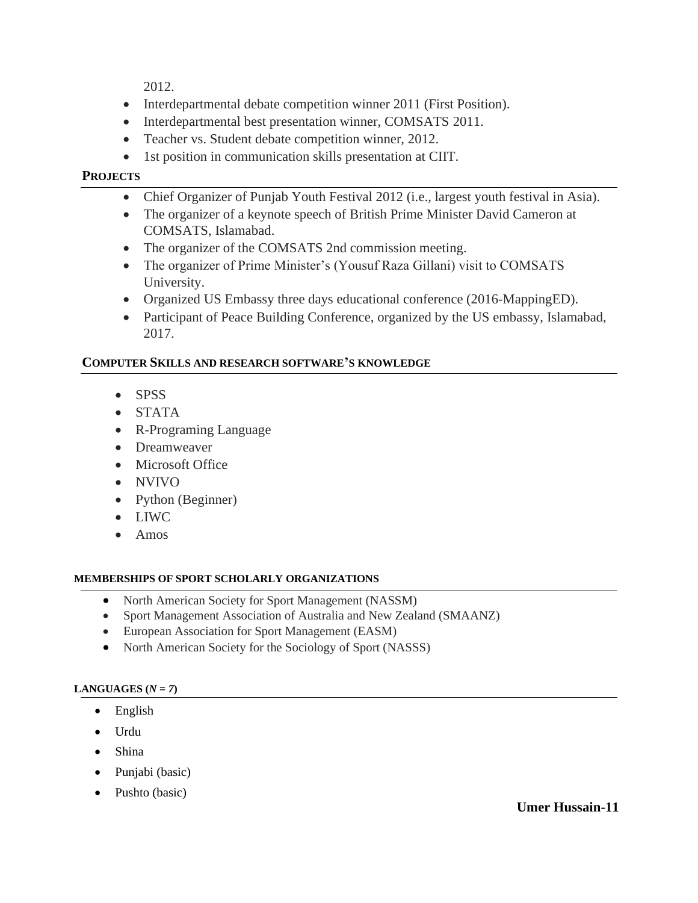2012.

- Interdepartmental debate competition winner 2011 (First Position).
- Interdepartmental best presentation winner, COMSATS 2011.
- Teacher vs. Student debate competition winner, 2012.
- 1st position in communication skills presentation at CIIT.

## PROJECTS

- Chief Organizer of Punjab Youth Festival 2012 (i.e., largest youth festival in Asia).
- The organizer of a keynote speech of British Prime Minister David Cameron at COMSATS, Islamabad.
- The organizer of the COMSATS 2nd commission meeting.
- The organizer of Prime Minister's (Yousuf Raza Gillani) visit to COMSATS University.
- Organized US Embassy three days educational conference (2016-MappingED).
- Participant of Peace Building Conference, organized by the US embassy, Islamabad, 2017.

## COMPUTER SKILLS AND RESEARCH SOFTWARE'S KNOWLEDGE

- SPSS
- STATA
- R-Programing Language
- Dreamweaver
- Microsoft Office
- NVIVO
- Python (Beginner)
- LIWC
- Amos

## MEMBERSHIPS OF SPORT SCHOLARLY ORGANIZATIONS

- North American Society for Sport Management (NASSM)
- Sport Management Association of Australia and New Zealand (SMAANZ)
- European Association for Sport Management (EASM)
- North American Society for the Sociology of Sport (NASSS)

## LANGUAGES (*N = 7*)

- English
- Urdu
- Shina
- Punjabi (basic)
- Pushto (basic)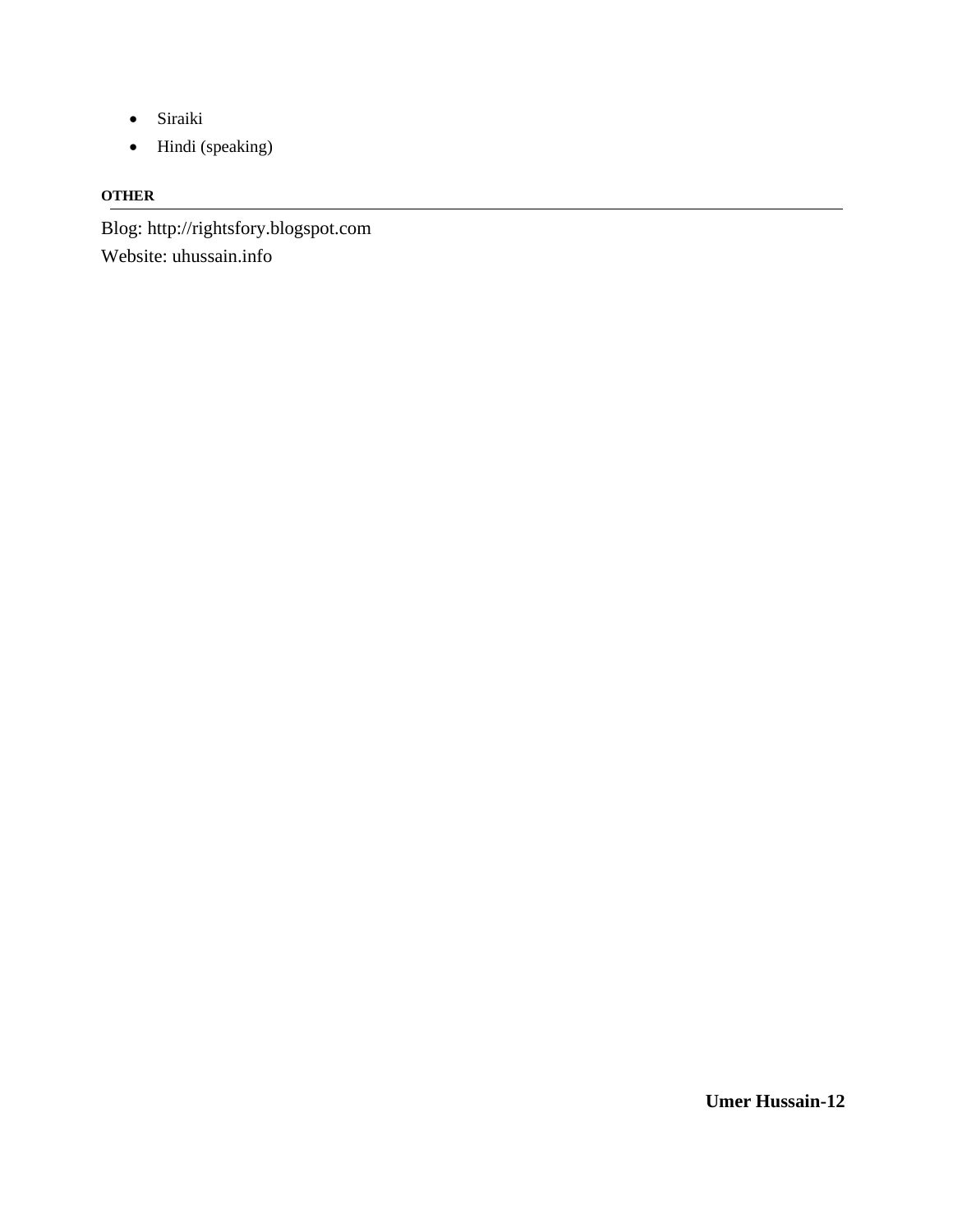- Siraiki
- Hindi (speaking)

#### OTHER

Blog: http://rightsfory.blogspot.com
Website: uhussain.info